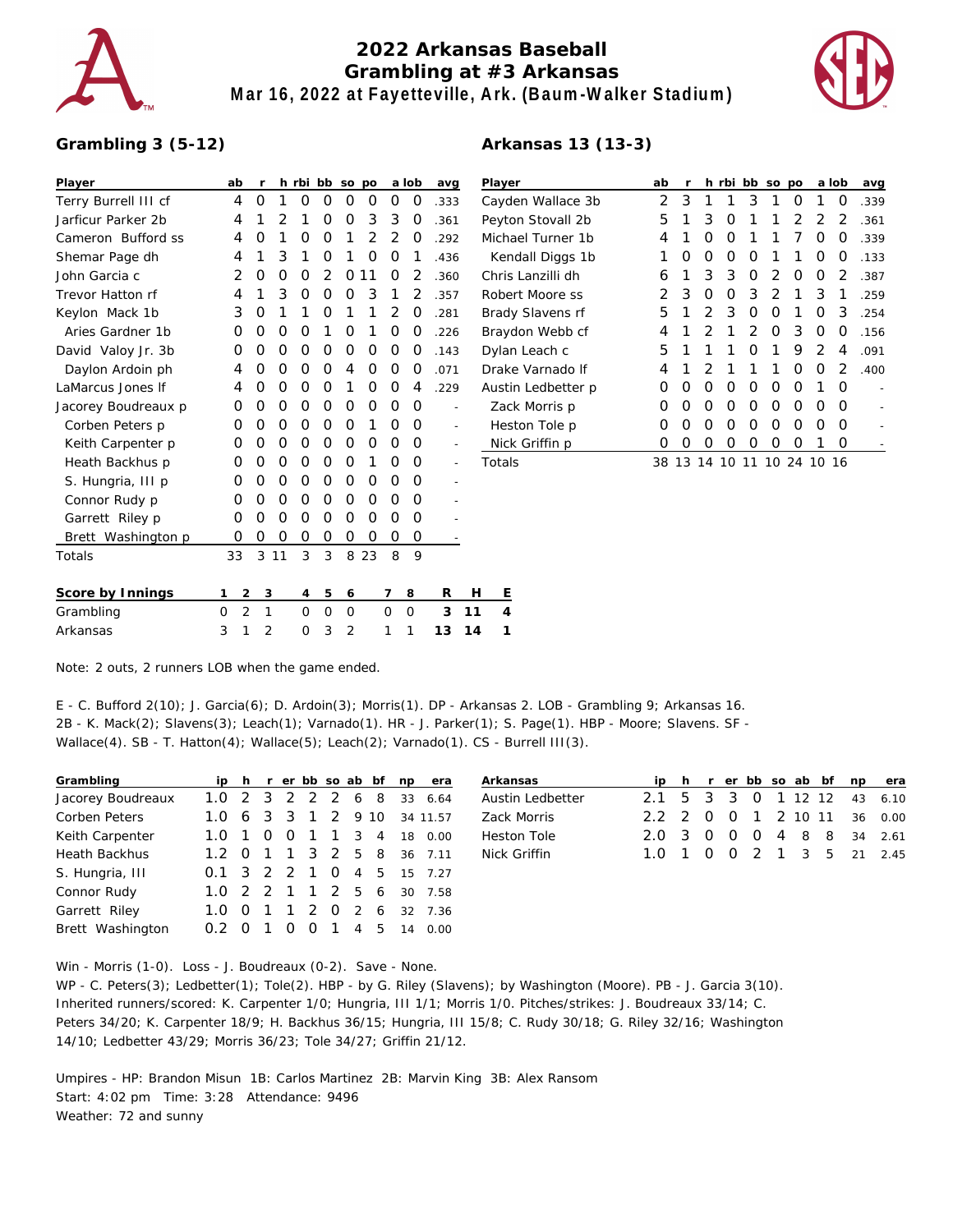# 2022 Arkansas Baseball
## Grambling at #3 Arkansas
**Mar 16, 2022 at Fayetteville, Ark. (Baum-Walker Stadium)**

### Grambling 3 (5-12)

| Player | ab | r | h | rbi | bb | so | po | a | lob | avg |
|---|---|---|---|---|---|---|---|---|---|---|
| Terry Burrell III cf | 4 | 0 | 1 | 0 | 0 | 0 | 0 | 0 | 0 | .333 |
| Jarficur Parker 2b | 4 | 1 | 2 | 1 | 0 | 0 | 3 | 3 | 0 | .361 |
| Cameron Bufford ss | 4 | 0 | 1 | 0 | 0 | 1 | 2 | 2 | 0 | .292 |
| Shemar Page dh | 4 | 1 | 3 | 1 | 0 | 1 | 0 | 0 | 1 | .436 |
| John Garcia c | 2 | 0 | 0 | 0 | 2 | 0 | 11 | 0 | 2 | .360 |
| Trevor Hatton rf | 4 | 1 | 3 | 0 | 0 | 0 | 3 | 1 | 2 | .357 |
| Keylon Mack 1b | 3 | 0 | 1 | 1 | 0 | 1 | 1 | 2 | 0 | .281 |
| Aries Gardner 1b | 0 | 0 | 0 | 0 | 1 | 0 | 1 | 0 | 0 | .226 |
| David Valoy Jr. 3b | 0 | 0 | 0 | 0 | 0 | 0 | 0 | 0 | 0 | .143 |
| Daylon Ardoin ph | 4 | 0 | 0 | 0 | 0 | 4 | 0 | 0 | 0 | .071 |
| LaMarcus Jones lf | 4 | 0 | 0 | 0 | 0 | 1 | 0 | 0 | 4 | .229 |
| Jacorey Boudreaux p | 0 | 0 | 0 | 0 | 0 | 0 | 0 | 0 | 0 | - |
| Corben Peters p | 0 | 0 | 0 | 0 | 0 | 0 | 1 | 0 | 0 | - |
| Keith Carpenter p | 0 | 0 | 0 | 0 | 0 | 0 | 0 | 0 | 0 | - |
| Heath Backhus p | 0 | 0 | 0 | 0 | 0 | 0 | 1 | 0 | 0 | - |
| S. Hungria, III p | 0 | 0 | 0 | 0 | 0 | 0 | 0 | 0 | 0 | - |
| Connor Rudy p | 0 | 0 | 0 | 0 | 0 | 0 | 0 | 0 | 0 | - |
| Garrett Riley p | 0 | 0 | 0 | 0 | 0 | 0 | 0 | 0 | 0 | - |
| Brett Washington p | 0 | 0 | 0 | 0 | 0 | 0 | 0 | 0 | 0 | - |
| Totals | 33 | 3 | 11 | 3 | 3 | 8 | 23 | 8 | 9 | |

### Arkansas 13 (13-3)

| Player | ab | r | h | rbi | bb | so | po | a | lob | avg |
|---|---|---|---|---|---|---|---|---|---|---|
| Cayden Wallace 3b | 2 | 3 | 1 | 1 | 3 | 1 | 0 | 1 | 0 | .339 |
| Peyton Stovall 2b | 5 | 1 | 3 | 0 | 1 | 1 | 2 | 2 | 2 | .361 |
| Michael Turner 1b | 4 | 1 | 0 | 0 | 1 | 1 | 7 | 0 | 0 | .339 |
| Kendall Diggs 1b | 1 | 0 | 0 | 0 | 0 | 1 | 1 | 0 | 0 | .133 |
| Chris Lanzilli dh | 6 | 1 | 3 | 3 | 0 | 2 | 0 | 0 | 2 | .387 |
| Robert Moore ss | 2 | 3 | 0 | 0 | 3 | 2 | 1 | 3 | 1 | .259 |
| Brady Slavens rf | 5 | 1 | 2 | 3 | 0 | 0 | 1 | 0 | 3 | .254 |
| Braydon Webb cf | 4 | 1 | 2 | 1 | 2 | 0 | 3 | 0 | 0 | .156 |
| Dylan Leach c | 5 | 1 | 1 | 1 | 0 | 1 | 9 | 2 | 4 | .091 |
| Drake Varnado lf | 4 | 1 | 2 | 1 | 1 | 1 | 0 | 0 | 2 | .400 |
| Austin Ledbetter p | 0 | 0 | 0 | 0 | 0 | 0 | 0 | 1 | 0 | - |
| Zack Morris p | 0 | 0 | 0 | 0 | 0 | 0 | 0 | 0 | 0 | - |
| Heston Tole p | 0 | 0 | 0 | 0 | 0 | 0 | 0 | 0 | 0 | - |
| Nick Griffin p | 0 | 0 | 0 | 0 | 0 | 0 | 0 | 1 | 0 | - |
| Totals | 38 | 13 | 14 | 10 | 11 | 10 | 24 | 10 | 16 | |

| Score by Innings | 1 | 2 | 3 | 4 | 5 | 6 | 7 | 8 | R | H | E |
|---|---|---|---|---|---|---|---|---|---|---|---|
| Grambling | 0 | 2 | 1 | 0 | 0 | 0 | 0 | 0 | 3 | 11 | 4 |
| Arkansas | 3 | 1 | 2 | 0 | 3 | 2 | 1 | 1 | 13 | 14 | 1 |

Note: 2 outs, 2 runners LOB when the game ended.

E - C. Bufford 2(10); J. Garcia(6); D. Ardoin(3); Morris(1). DP - Arkansas 2. LOB - Grambling 9; Arkansas 16. 2B - K. Mack(2); Slavens(3); Leach(1); Varnado(1). HR - J. Parker(1); S. Page(1). HBP - Moore; Slavens. SF - Wallace(4). SB - T. Hatton(4); Wallace(5); Leach(2); Varnado(1). CS - Burrell III(3).

| Grambling | ip | h | r | er | bb | so | ab | bf | np | era |
|---|---|---|---|---|---|---|---|---|---|---|
| Jacorey Boudreaux | 1.0 | 2 | 3 | 2 | 2 | 2 | 6 | 8 | 33 | 6.64 |
| Corben Peters | 1.0 | 6 | 3 | 3 | 1 | 2 | 9 | 10 | 34 | 11.57 |
| Keith Carpenter | 1.0 | 1 | 0 | 0 | 1 | 1 | 3 | 4 | 18 | 0.00 |
| Heath Backhus | 1.2 | 0 | 1 | 1 | 3 | 2 | 5 | 8 | 36 | 7.11 |
| S. Hungria, III | 0.1 | 3 | 2 | 2 | 1 | 0 | 4 | 5 | 15 | 7.27 |
| Connor Rudy | 1.0 | 2 | 2 | 1 | 1 | 2 | 5 | 6 | 30 | 7.58 |
| Garrett Riley | 1.0 | 0 | 1 | 1 | 2 | 0 | 2 | 6 | 32 | 7.36 |
| Brett Washington | 0.2 | 0 | 1 | 0 | 0 | 1 | 4 | 5 | 14 | 0.00 |

| Arkansas | ip | h | r | er | bb | so | ab | bf | np | era |
|---|---|---|---|---|---|---|---|---|---|---|
| Austin Ledbetter | 2.1 | 5 | 3 | 3 | 0 | 1 | 12 | 12 | 43 | 6.10 |
| Zack Morris | 2.2 | 2 | 0 | 0 | 1 | 2 | 10 | 11 | 36 | 0.00 |
| Heston Tole | 2.0 | 3 | 0 | 0 | 0 | 4 | 8 | 8 | 34 | 2.61 |
| Nick Griffin | 1.0 | 1 | 0 | 0 | 2 | 1 | 3 | 5 | 21 | 2.45 |

Win - Morris (1-0). Loss - J. Boudreaux (0-2). Save - None.
WP - C. Peters(3); Ledbetter(1); Tole(2). HBP - by G. Riley (Slavens); by Washington (Moore). PB - J. Garcia 3(10).
Inherited runners/scored: K. Carpenter 1/0; Hungria, III 1/1; Morris 1/0. Pitches/strikes: J. Boudreaux 33/14; C. Peters 34/20; K. Carpenter 18/9; H. Backhus 36/15; Hungria, III 15/8; C. Rudy 30/18; G. Riley 32/16; Washington 14/10; Ledbetter 43/29; Morris 36/23; Tole 34/27; Griffin 21/12.

Umpires - HP: Brandon Misun 1B: Carlos Martinez 2B: Marvin King 3B: Alex Ransom
Start: 4:02 pm Time: 3:28 Attendance: 9496
Weather: 72 and sunny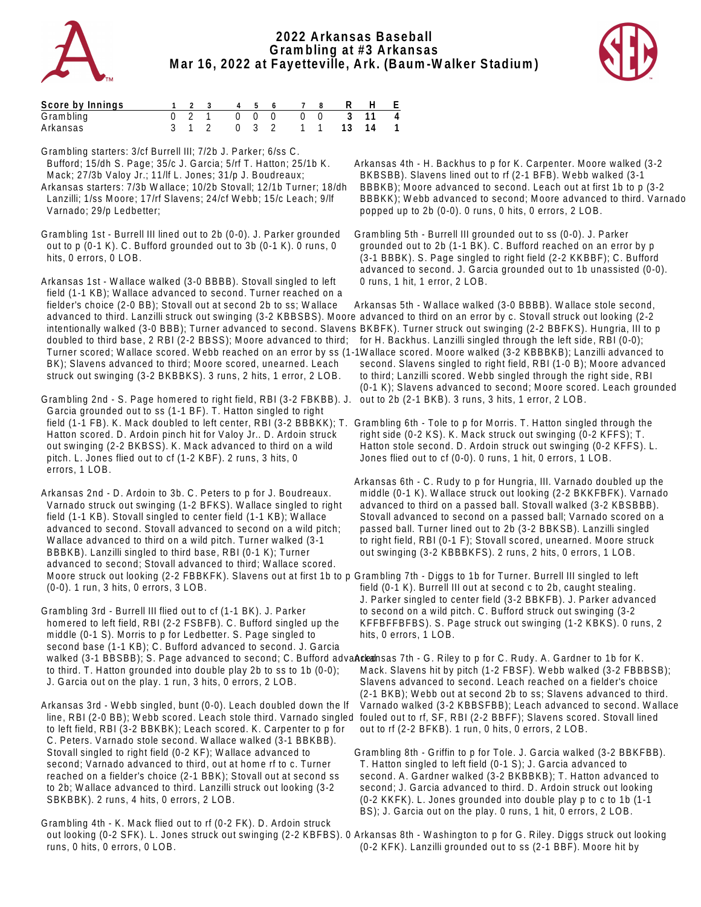# 2022 Arkansas Baseball
## Grambling at #3 Arkansas
### Mar 16, 2022 at Fayetteville, Ark. (Baum-Walker Stadium)

| Score by Innings | 1 | 2 | 3 | 4 | 5 | 6 | 7 | 8 | R | H | E |
|---|---|---|---|---|---|---|---|---|---|---|---|
| Grambling | 0 | 2 | 1 | 0 | 0 | 0 | 0 | 0 | 3 | 11 | 4 |
| Arkansas | 3 | 1 | 2 | 0 | 3 | 2 | 1 | 1 | 13 | 14 | 1 |

Grambling starters: 3/cf Burrell III; 7/2b J. Parker; 6/ss C. Bufford; 15/dh S. Page; 35/c J. Garcia; 5/rf T. Hatton; 25/1b K. Mack; 27/3b Valoy Jr.; 11/lf L. Jones; 31/p J. Boudreaux;

Arkansas starters: 7/3b Wallace; 10/2b Stovall; 12/1b Turner; 18/dh Lanzilli; 1/ss Moore; 17/rf Slavens; 24/cf Webb; 15/c Leach; 9/lf Varnado; 29/p Ledbetter;

Grambling 1st - Burrell III lined out to 2b (0-0). J. Parker grounded out to p (0-1 K). C. Bufford grounded out to 3b (0-1 K). 0 runs, 0 hits, 0 errors, 0 LOB.

Arkansas 1st - Wallace walked (3-0 BBBB). Stovall singled to left field (1-1 KB); Wallace advanced to second. Turner reached on a fielder's choice (2-0 BB); Stovall out at second 2b to ss; Wallace advanced to third. Lanzilli struck out swinging (3-2 KBBSBS). Moore intentionally walked (3-0 BBB); Turner advanced to second. Slavens doubled to third base, 2 RBI (2-2 BBSS); Moore advanced to third; Turner scored; Wallace scored. Webb reached on an error by ss (1-1 BK); Slavens advanced to third; Moore scored, unearned. Leach struck out swinging (3-2 BKBBKS). 3 runs, 2 hits, 1 error, 2 LOB.

Grambling 2nd - S. Page homered to right field, RBI (3-2 FBKBB). J. Garcia grounded out to ss (1-1 BF). T. Hatton singled to right field (1-1 FB). K. Mack doubled to left center, RBI (3-2 BBBKK); T. Hatton scored. D. Ardoin pinch hit for Valoy Jr.. D. Ardoin struck out swinging (2-2 BKBSS). K. Mack advanced to third on a wild pitch. L. Jones flied out to cf (1-2 KBF). 2 runs, 3 hits, 0 errors, 1 LOB.

Arkansas 2nd - D. Ardoin to 3b. C. Peters to p for J. Boudreaux. Varnado struck out swinging (1-2 BFKS). Wallace singled to right field (1-1 KB). Stovall singled to center field (1-1 KB); Wallace advanced to second. Stovall advanced to second on a wild pitch; Wallace advanced to third on a wild pitch. Turner walked (3-1 BBBKB). Lanzilli singled to third base, RBI (0-1 K); Turner advanced to second; Stovall advanced to third; Wallace scored. Moore struck out looking (2-2 FBBKFK). Slavens out at first 1b to p (0-0). 1 run, 3 hits, 0 errors, 3 LOB.

Grambling 3rd - Burrell III flied out to cf (1-1 BK). J. Parker homered to left field, RBI (2-2 FSBFB). C. Bufford singled up the middle (0-1 S). Morris to p for Ledbetter. S. Page singled to second base (1-1 KB); C. Bufford advanced to second. J. Garcia walked (3-1 BBSBB); S. Page advanced to second; C. Bufford advanced to third. T. Hatton grounded into double play 2b to ss to 1b (0-0); J. Garcia out on the play. 1 run, 3 hits, 0 errors, 2 LOB.

Arkansas 3rd - Webb singled, bunt (0-0). Leach doubled down the lf line, RBI (2-0 BB); Webb scored. Leach stole third. Varnado singled to left field, RBI (3-2 BBKBK); Leach scored. K. Carpenter to p for C. Peters. Varnado stole second. Wallace walked (3-1 BBKBB). Stovall singled to right field (0-2 KF); Wallace advanced to second; Varnado advanced to third, out at home rf to c. Turner reached on a fielder's choice (2-1 BBK); Stovall out at second ss to 2b; Wallace advanced to third. Lanzilli struck out looking (3-2 SBKBBK). 2 runs, 4 hits, 0 errors, 2 LOB.

Grambling 4th - K. Mack flied out to rf (0-2 FK). D. Ardoin struck out looking (0-2 SFK). L. Jones struck out swinging (2-2 KBFBS). 0 runs, 0 hits, 0 errors, 0 LOB.

Arkansas 4th - H. Backhus to p for K. Carpenter. Moore walked (3-2 BKBSBB). Slavens lined out to rf (2-1 BFB). Webb walked (3-1 BBBKB); Moore advanced to second. Leach out at first 1b to p (3-2 BBBKK); Webb advanced to second; Moore advanced to third. Varnado popped up to 2b (0-0). 0 runs, 0 hits, 0 errors, 2 LOB.

Grambling 5th - Burrell III grounded out to ss (0-0). J. Parker grounded out to 2b (1-1 BK). C. Bufford reached on an error by p (3-1 BBBK). S. Page singled to right field (2-2 KKBBF); C. Bufford advanced to second. J. Garcia grounded out to 1b unassisted (0-0). 0 runs, 1 hit, 1 error, 2 LOB.

Arkansas 5th - Wallace walked (3-0 BBBB). Wallace stole second, advanced to third on an error by c. Stovall struck out looking (2-2 BKBFK). Turner struck out swinging (2-2 BBFKS). Hungria, III to p for H. Backhus. Lanzilli singled through the left side, RBI (0-0); Wallace scored. Moore walked (3-2 KBBBKB); Lanzilli advanced to second. Slavens singled to right field, RBI (1-0 B); Moore advanced to third; Lanzilli scored. Webb singled through the right side, RBI (0-1 K); Slavens advanced to second; Moore scored. Leach grounded out to 2b (2-1 BKB). 3 runs, 3 hits, 1 error, 2 LOB.

Grambling 6th - Tole to p for Morris. T. Hatton singled through the right side (0-2 KS). K. Mack struck out swinging (0-2 KFFS); T. Hatton stole second. D. Ardoin struck out swinging (0-2 KFFS). L. Jones flied out to cf (0-0). 0 runs, 1 hit, 0 errors, 1 LOB.

Arkansas 6th - C. Rudy to p for Hungria, III. Varnado doubled up the middle (0-1 K). Wallace struck out looking (2-2 BKKFBFK). Varnado advanced to third on a passed ball. Stovall walked (3-2 KBSBBB). Stovall advanced to second on a passed ball; Varnado scored on a passed ball. Turner lined out to 2b (3-2 BBKSB). Lanzilli singled to right field, RBI (0-1 F); Stovall scored, unearned. Moore struck out swinging (3-2 KBBBKFS). 2 runs, 2 hits, 0 errors, 1 LOB.

Grambling 7th - Diggs to 1b for Turner. Burrell III singled to left field (0-1 K). Burrell III out at second c to 2b, caught stealing. J. Parker singled to center field (3-2 BBKFB). J. Parker advanced to second on a wild pitch. C. Bufford struck out swinging (3-2 KFFBFFBFBS). S. Page struck out swinging (1-2 KBKS). 0 runs, 2 hits, 0 errors, 1 LOB.

Arkansas 7th - G. Riley to p for C. Rudy. A. Gardner to 1b for K. Mack. Slavens hit by pitch (1-2 FBSF). Webb walked (3-2 FBBBSB); Slavens advanced to second. Leach reached on a fielder's choice (2-1 BKB); Webb out at second 2b to ss; Slavens advanced to third. Varnado walked (3-2 KBBSFBB); Leach advanced to second. Wallace fouled out to rf, SF, RBI (2-2 BBFF); Slavens scored. Stovall lined out to rf (2-2 BFKB). 1 run, 0 hits, 0 errors, 2 LOB.

Grambling 8th - Griffin to p for Tole. J. Garcia walked (3-2 BBKFBB). T. Hatton singled to left field (0-1 S); J. Garcia advanced to second. A. Gardner walked (3-2 BKBBKB); T. Hatton advanced to second; J. Garcia advanced to third. D. Ardoin struck out looking (0-2 KKFK). L. Jones grounded into double play p to c to 1b (1-1 BS); J. Garcia out on the play. 0 runs, 1 hit, 0 errors, 2 LOB.

Arkansas 8th - Washington to p for G. Riley. Diggs struck out looking (0-2 KFK). Lanzilli grounded out to ss (2-1 BBF). Moore hit by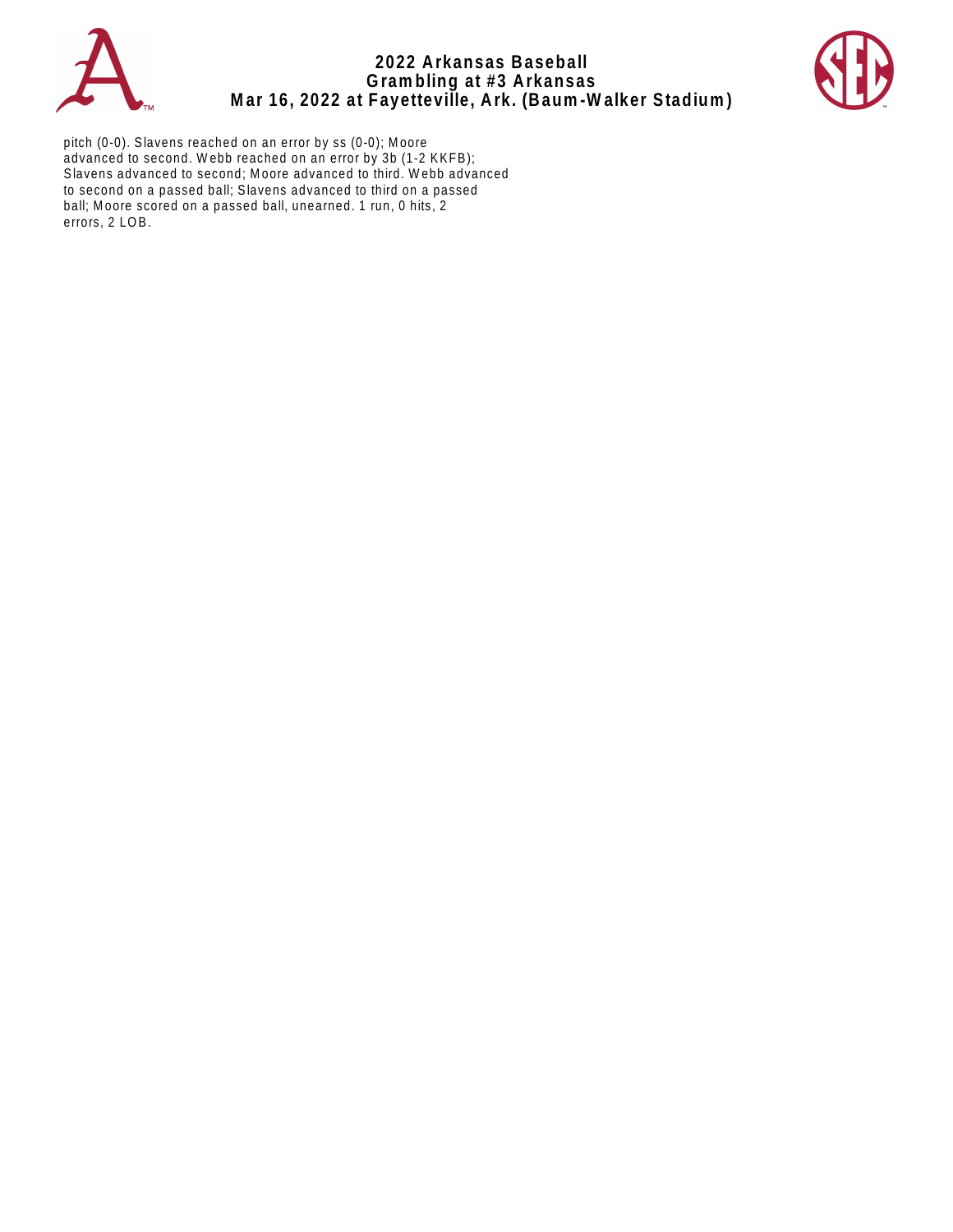pitch (0-0). Slavens reached on an error by ss (0-0); Moore advanced to second. Webb reached on an error by 3b (1-2 KKFB); Slavens advanced to second; Moore advanced to third. Webb advanced to second on a passed ball; Slavens advanced to third on a passed ball; Moore scored on a passed ball, unearned. 1 run, 0 hits, 2 errors, 2 LOB.